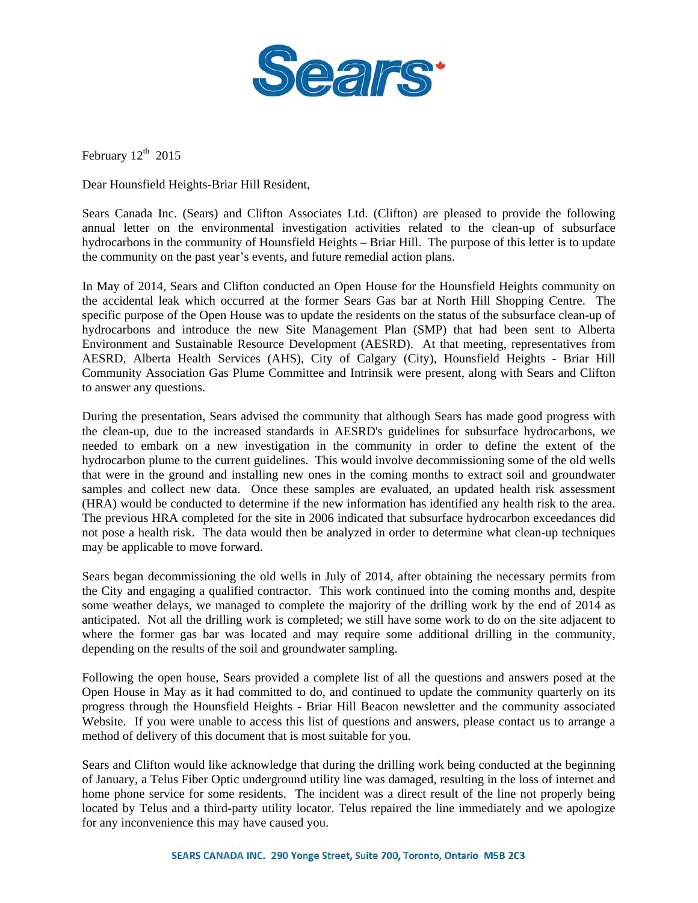Sears

February 12th 2015

Dear Hounsfield Heights-Briar Hill Resident,

Sears Canada Inc. (Sears) and Clifton Associates Ltd. (Clifton) are pleased to provide the following annual letter on the environmental investigation activities related to the clean-up of subsurface hydrocarbons in the community of Hounsfield Heights – Briar Hill. The purpose of this letter is to update the community on the past year's events, and future remedial action plans.

In May of 2014, Sears and Clifton conducted an Open House for the Hounsfield Heights community on the accidental leak which occurred at the former Sears Gas bar at North Hill Shopping Centre. The specific purpose of the Open House was to update the residents on the status of the subsurface clean-up of hydrocarbons and introduce the new Site Management Plan (SMP) that had been sent to Alberta Environment and Sustainable Resource Development (AESRD). At that meeting, representatives from AESRD, Alberta Health Services (AHS), City of Calgary (City), Hounsfield Heights - Briar Hill Community Association Gas Plume Committee and Intrinsik were present, along with Sears and Clifton to answer any questions.

During the presentation, Sears advised the community that although Sears has made good progress with the clean-up, due to the increased standards in AESRD's guidelines for subsurface hydrocarbons, we needed to embark on a new investigation in the community in order to define the extent of the hydrocarbon plume to the current guidelines. This would involve decommissioning some of the old wells that were in the ground and installing new ones in the coming months to extract soil and groundwater samples and collect new data. Once these samples are evaluated, an updated health risk assessment (HRA) would be conducted to determine if the new information has identified any health risk to the area. The previous HRA completed for the site in 2006 indicated that subsurface hydrocarbon exceedances did not pose a health risk. The data would then be analyzed in order to determine what clean-up techniques may be applicable to move forward.

Sears began decommissioning the old wells in July of 2014, after obtaining the necessary permits from the City and engaging a qualified contractor. This work continued into the coming months and, despite some weather delays, we managed to complete the majority of the drilling work by the end of 2014 as anticipated. Not all the drilling work is completed; we still have some work to do on the site adjacent to where the former gas bar was located and may require some additional drilling in the community, depending on the results of the soil and groundwater sampling.

Following the open house, Sears provided a complete list of all the questions and answers posed at the Open House in May as it had committed to do, and continued to update the community quarterly on its progress through the Hounsfield Heights - Briar Hill Beacon newsletter and the community associated Website. If you were unable to access this list of questions and answers, please contact us to arrange a method of delivery of this document that is most suitable for you.

Sears and Clifton would like acknowledge that during the drilling work being conducted at the beginning of January, a Telus Fiber Optic underground utility line was damaged, resulting in the loss of internet and home phone service for some residents. The incident was a direct result of the line not properly being located by Telus and a third-party utility locator. Telus repaired the line immediately and we apologize for any inconvenience this may have caused you.

SEARS CANADA INC. 290 Yonge Street, Suite 700, Toronto, Ontario M5B 2C3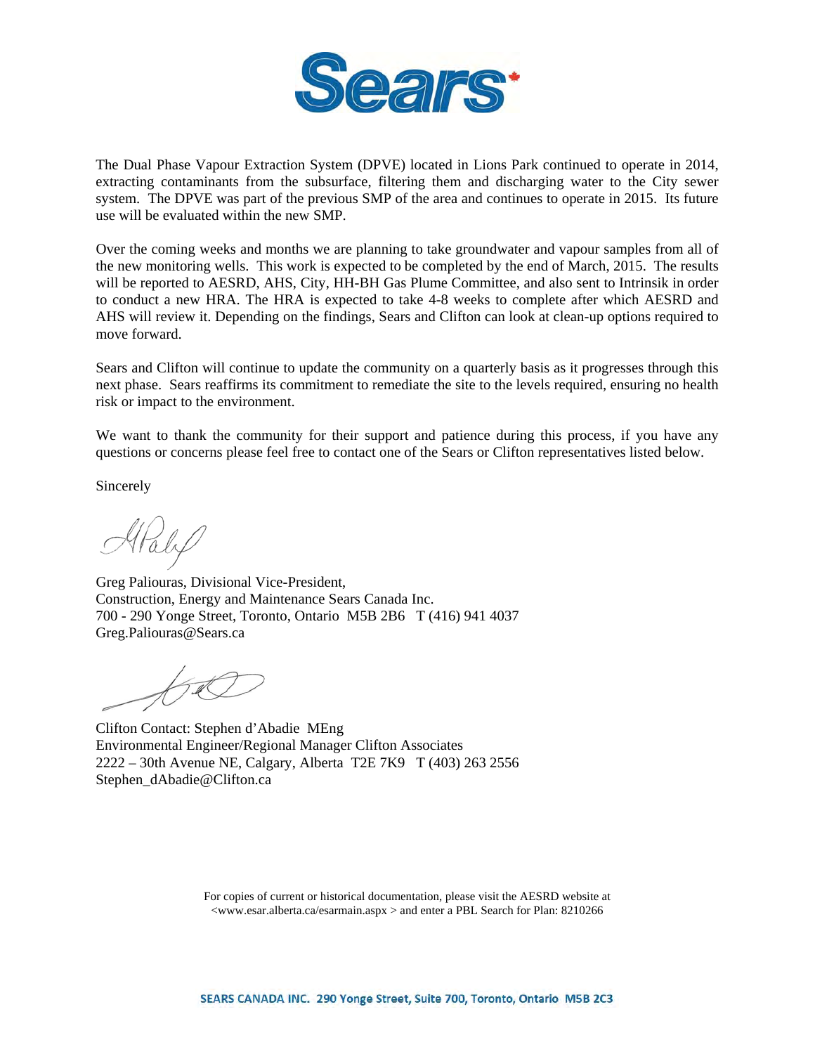The Dual Phase Vapour Extraction System (DPVE) located in Lions Park continued to operate in 2014, extracting contaminants from the subsurface, filtering them and discharging water to the City sewer system. The DPVE was part of the previous SMP of the area and continues to operate in 2015. Its future use will be evaluated within the new SMP.

Over the coming weeks and months we are planning to take groundwater and vapour samples from all of the new monitoring wells. This work is expected to be completed by the end of March, 2015. The results will be reported to AESRD, AHS, City, HH-BH Gas Plume Committee, and also sent to Intrinsik in order to conduct a new HRA. The HRA is expected to take 4-8 weeks to complete after which AESRD and AHS will review it. Depending on the findings, Sears and Clifton can look at clean-up options required to move forward.

Sears and Clifton will continue to update the community on a quarterly basis as it progresses through this next phase. Sears reaffirms its commitment to remediate the site to the levels required, ensuring no health risk or impact to the environment.

We want to thank the community for their support and patience during this process, if you have any questions or concerns please feel free to contact one of the Sears or Clifton representatives listed below.

Sincerely

Greg Paliouras, Divisional Vice-President,
Construction, Energy and Maintenance Sears Canada Inc.
700 - 290 Yonge Street, Toronto, Ontario M5B 2B6 T (416) 941 4037
Greg.Paliouras@Sears.ca

Clifton Contact: Stephen d'Abadie MEng
Environmental Engineer/Regional Manager Clifton Associates
2222 – 30th Avenue NE, Calgary, Alberta T2E 7K9 T (403) 263 2556
Stephen_dAbadie@Clifton.ca

For copies of current or historical documentation, please visit the AESRD website at <www.esar.alberta.ca/esarmain.aspx > and enter a PBL Search for Plan: 8210266

SEARS CANADA INC. 290 Yonge Street, Suite 700, Toronto, Ontario M5B 2C3